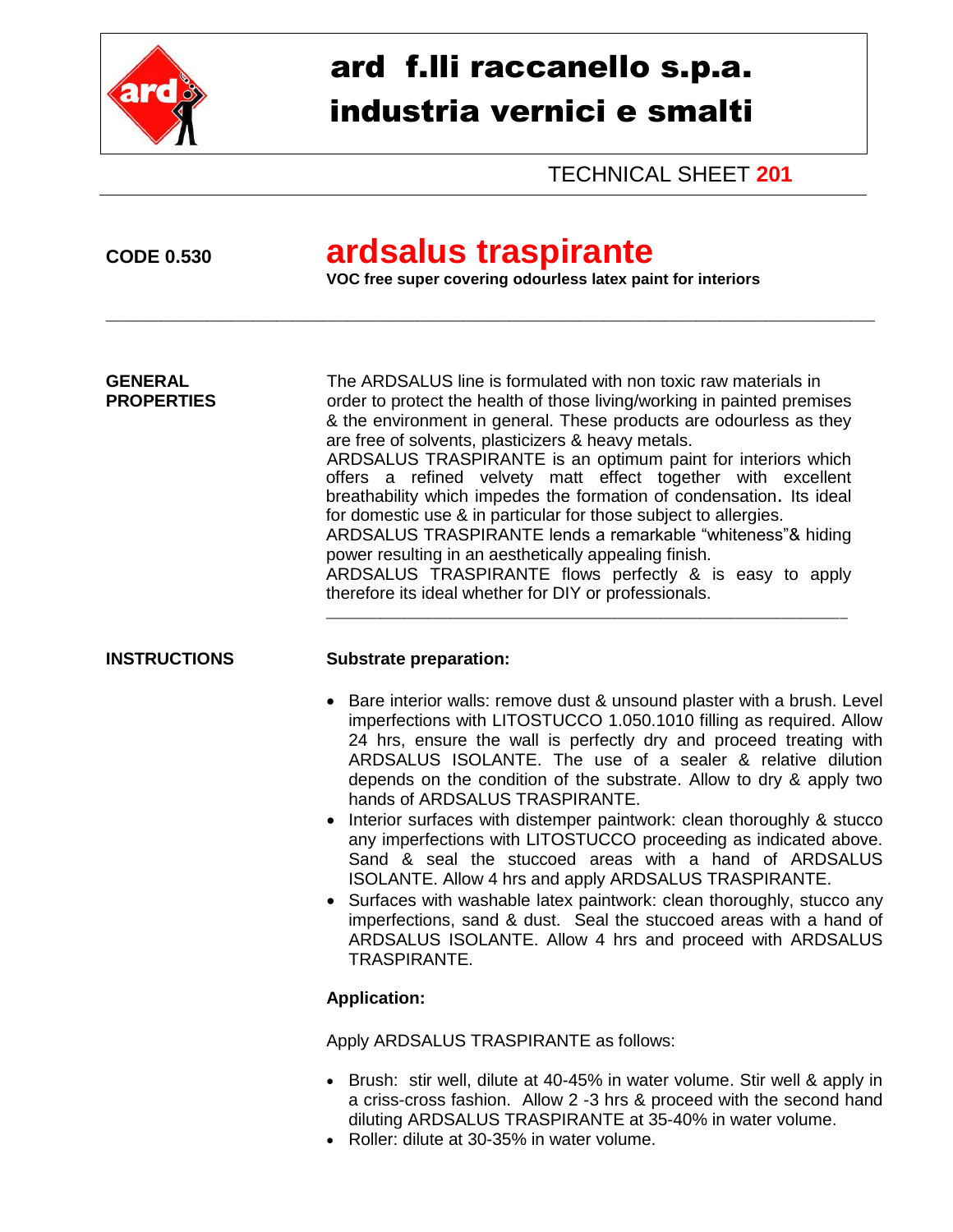# ard f.lli raccanello s.p.a.
# industria vernici e smalti

TECHNICAL SHEET **201**

**CODE 0.530**

## ardsalus traspirante

**VOC free super covering odourless latex paint for interiors**

---

**GENERAL PROPERTIES**

The ARDSALUS line is formulated with non toxic raw materials in order to protect the health of those living/working in painted premises & the environment in general. These products are odourless as they are free of solvents, plasticizers & heavy metals.
ARDSALUS TRASPIRANTE is an optimum paint for interiors which offers a refined velvety matt effect together with excellent breathability which impedes the formation of condensation. Its ideal for domestic use & in particular for those subject to allergies.
ARDSALUS TRASPIRANTE lends a remarkable "whiteness"& hiding power resulting in an aesthetically appealing finish.
ARDSALUS TRASPIRANTE flows perfectly & is easy to apply therefore its ideal whether for DIY or professionals.

---

**INSTRUCTIONS**

**Substrate preparation:**

- Bare interior walls: remove dust & unsound plaster with a brush. Level imperfections with LITOSTUCCO 1.050.1010 filling as required. Allow 24 hrs, ensure the wall is perfectly dry and proceed treating with ARDSALUS ISOLANTE. The use of a sealer & relative dilution depends on the condition of the substrate. Allow to dry & apply two hands of ARDSALUS TRASPIRANTE.
- Interior surfaces with distemper paintwork: clean thoroughly & stucco any imperfections with LITOSTUCCO proceeding as indicated above. Sand & seal the stuccoed areas with a hand of ARDSALUS ISOLANTE. Allow 4 hrs and apply ARDSALUS TRASPIRANTE.
- Surfaces with washable latex paintwork: clean thoroughly, stucco any imperfections, sand & dust. Seal the stuccoed areas with a hand of ARDSALUS ISOLANTE. Allow 4 hrs and proceed with ARDSALUS TRASPIRANTE.

**Application:**

Apply ARDSALUS TRASPIRANTE as follows:

- Brush: stir well, dilute at 40-45% in water volume. Stir well & apply in a criss-cross fashion. Allow 2 -3 hrs & proceed with the second hand diluting ARDSALUS TRASPIRANTE at 35-40% in water volume.
- Roller: dilute at 30-35% in water volume.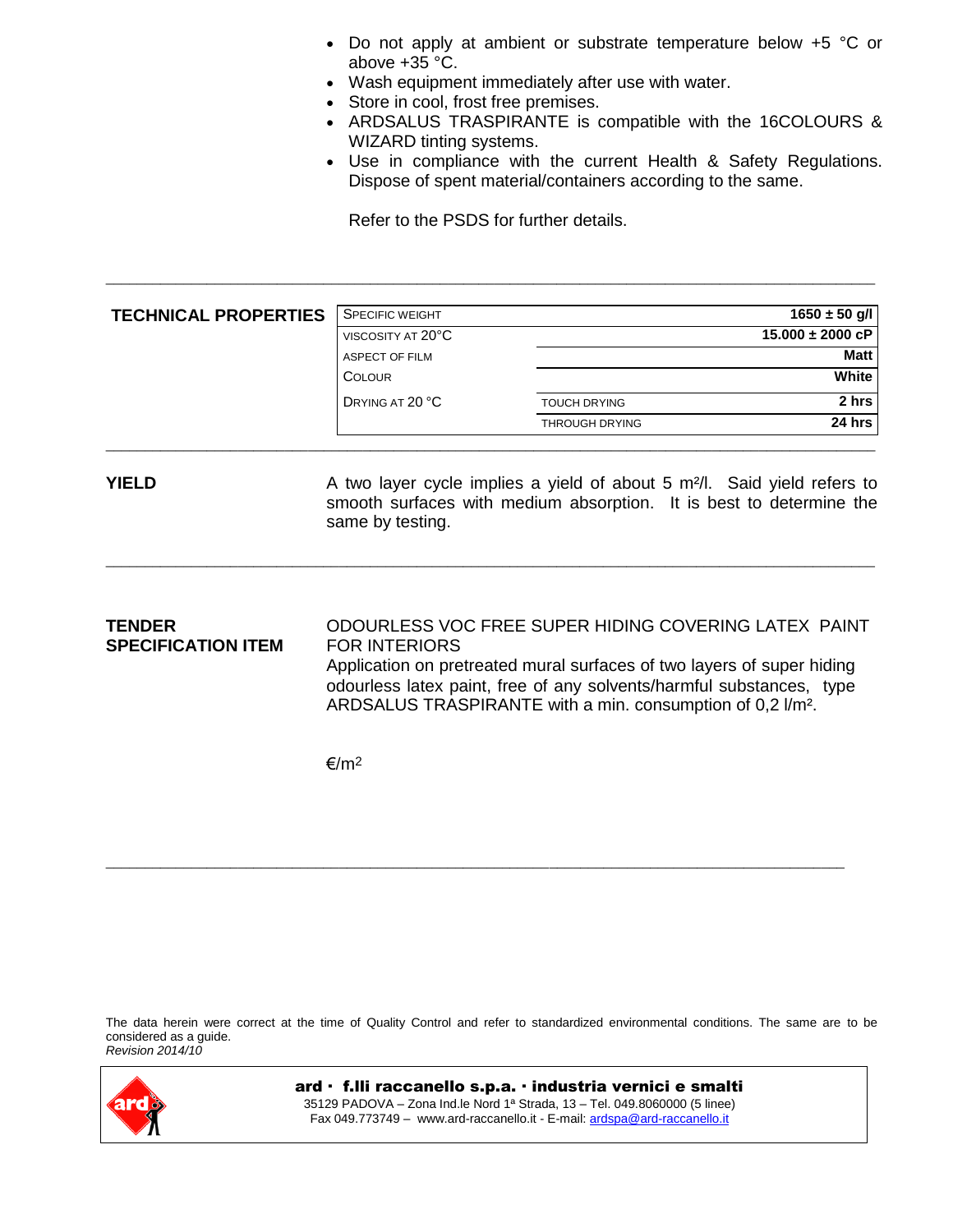- Do not apply at ambient or substrate temperature below +5 °C or above +35 °C.
- Wash equipment immediately after use with water.
- Store in cool, frost free premises.
- ARDSALUS TRASPIRANTE is compatible with the 16COLOURS & WIZARD tinting systems.
- Use in compliance with the current Health & Safety Regulations. Dispose of spent material/containers according to the same.

Refer to the PSDS for further details.

## TECHNICAL PROPERTIES

| | | |
|---|---|---|
| SPECIFIC WEIGHT | | **1650 ± 50 g/l** |
| VISCOSITY AT 20°C | | **15.000 ± 2000 cP** |
| ASPECT OF FILM | | **Matt** |
| COLOUR | | **White** |
| DRYING AT 20 °C | TOUCH DRYING | **2 hrs** |
| | THROUGH DRYING | **24 hrs** |

## YIELD

A two layer cycle implies a yield of about 5 m²/l. Said yield refers to smooth surfaces with medium absorption. It is best to determine the same by testing.

## TENDER SPECIFICATION ITEM

ODOURLESS VOC FREE SUPER HIDING COVERING LATEX PAINT FOR INTERIORS
Application on pretreated mural surfaces of two layers of super hiding odourless latex paint, free of any solvents/harmful substances, type ARDSALUS TRASPIRANTE with a min. consumption of 0,2 l/m².

€/m²

The data herein were correct at the time of Quality Control and refer to standardized environmental conditions. The same are to be considered as a guide.
*Revision 2014/10*

**ard · f.lli raccanello s.p.a. · industria vernici e smalti**
35129 PADOVA – Zona Ind.le Nord 1ª Strada, 13 – Tel. 049.8060000 (5 linee)
Fax 049.773749 – www.ard-raccanello.it - E-mail: ardspa@ard-raccanello.it